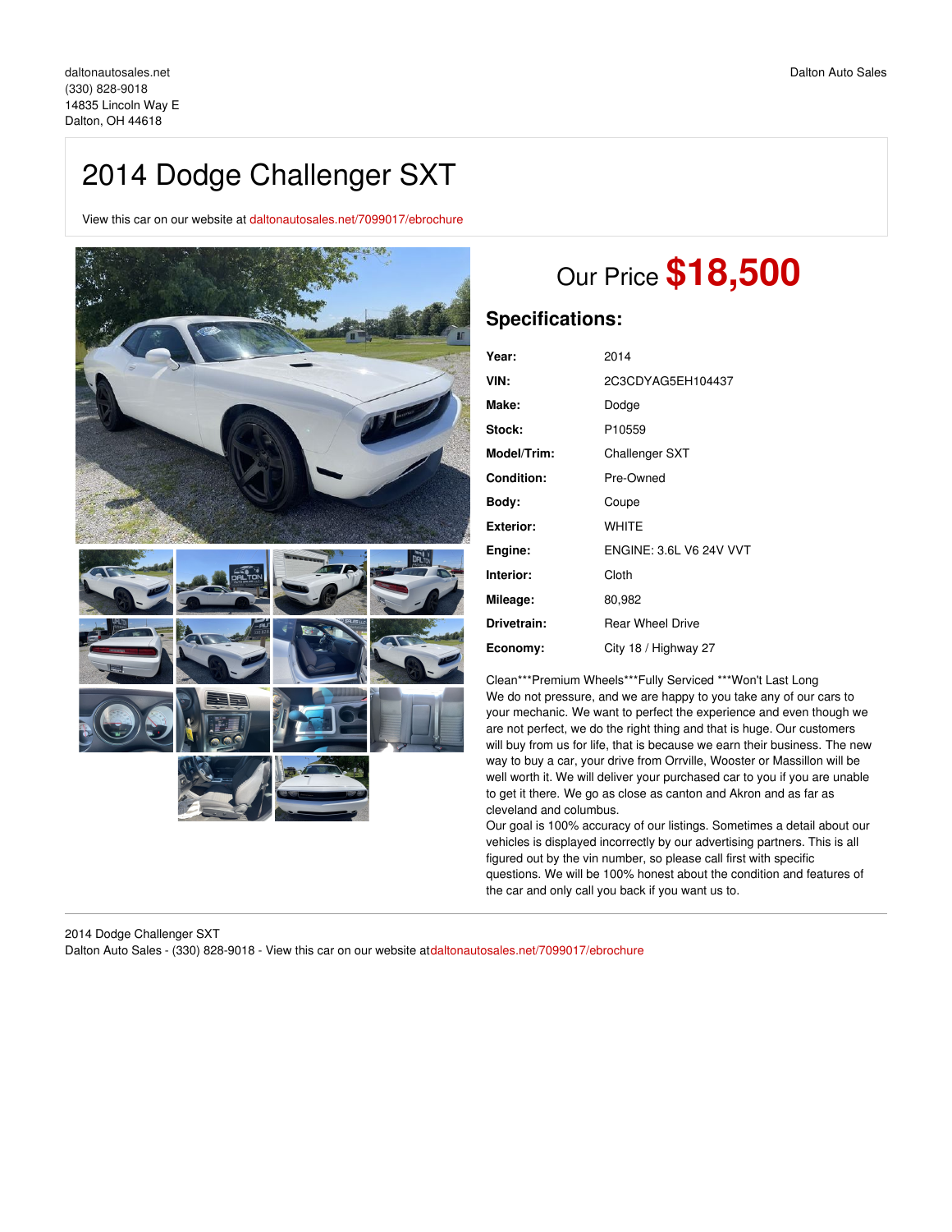daltonautosales.net
(330) 828-9018
14835 Lincoln Way E
Dalton, OH 44618

Dalton Auto Sales

# 2014 Dodge Challenger SXT

View this car on our website at daltonautosales.net/7099017/ebrochure

## Our Price $18,500

## Specifications:

| | |
|---|---|
| **Year:** | 2014 |
| **VIN:** | 2C3CDYAG5EH104437 |
| **Make:** | Dodge |
| **Stock:** | P10559 |
| **Model/Trim:** | Challenger SXT |
| **Condition:** | Pre-Owned |
| **Body:** | Coupe |
| **Exterior:** | WHITE |
| **Engine:** | ENGINE: 3.6L V6 24V VVT |
| **Interior:** | Cloth |
| **Mileage:** | 80,982 |
| **Drivetrain:** | Rear Wheel Drive |
| **Economy:** | City 18 / Highway 27 |

Clean***Premium Wheels***Fully Serviced ***Won't Last Long
We do not pressure, and we are happy to you take any of our cars to your mechanic. We want to perfect the experience and even though we are not perfect, we do the right thing and that is huge. Our customers will buy from us for life, that is because we earn their business. The new way to buy a car, your drive from Orrville, Wooster or Massillon will be well worth it. We will deliver your purchased car to you if you are unable to get it there. We go as close as canton and Akron and as far as cleveland and columbus.
Our goal is 100% accuracy of our listings. Sometimes a detail about our vehicles is displayed incorrectly by our advertising partners. This is all figured out by the vin number, so please call first with specific questions. We will be 100% honest about the condition and features of the car and only call you back if you want us to.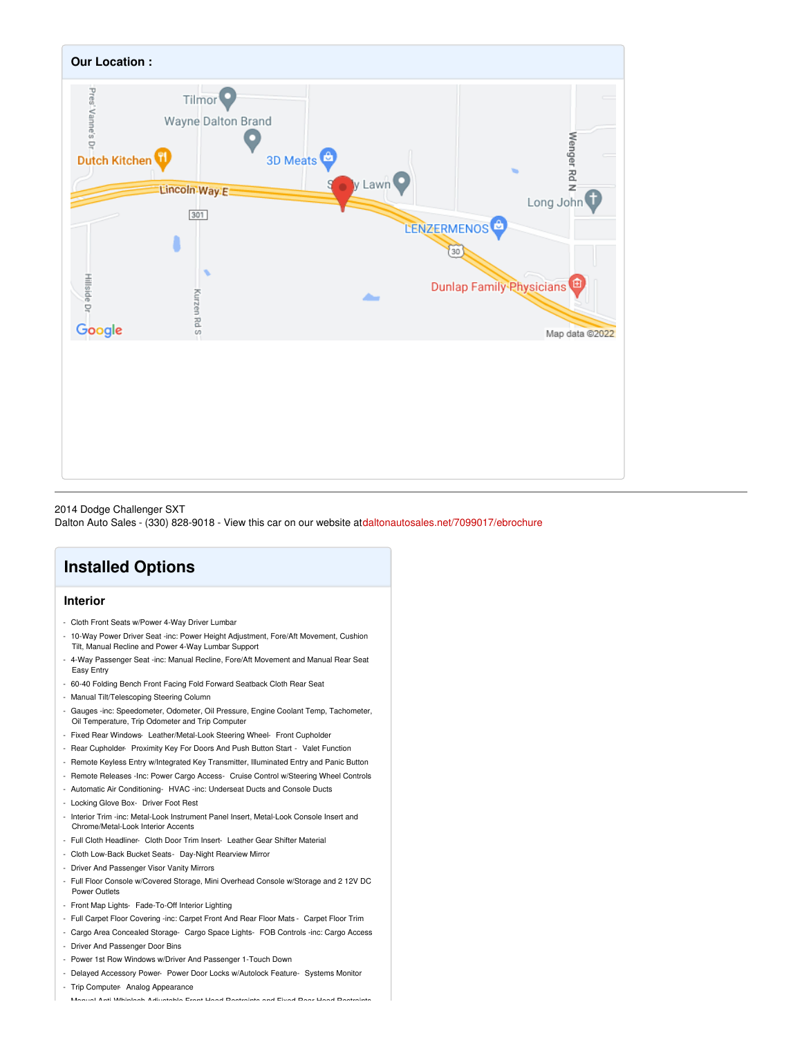## Our Location :

2014 Dodge Challenger SXT
Dalton Auto Sales - (330) 828-9018 - View this car on our website atdaltonautosales.net/7099017/ebrochure

# Installed Options

## Interior

- Cloth Front Seats w/Power 4-Way Driver Lumbar
- 10-Way Power Driver Seat -inc: Power Height Adjustment, Fore/Aft Movement, Cushion Tilt, Manual Recline and Power 4-Way Lumbar Support
- 4-Way Passenger Seat -inc: Manual Recline, Fore/Aft Movement and Manual Rear Seat Easy Entry
- 60-40 Folding Bench Front Facing Fold Forward Seatback Cloth Rear Seat
- Manual Tilt/Telescoping Steering Column
- Gauges -inc: Speedometer, Odometer, Oil Pressure, Engine Coolant Temp, Tachometer, Oil Temperature, Trip Odometer and Trip Computer
- Fixed Rear Windows- Leather/Metal-Look Steering Wheel- Front Cupholder
- Rear Cupholder- Proximity Key For Doors And Push Button Start - Valet Function
- Remote Keyless Entry w/Integrated Key Transmitter, Illuminated Entry and Panic Button
- Remote Releases -Inc: Power Cargo Access- Cruise Control w/Steering Wheel Controls
- Automatic Air Conditioning- HVAC -inc: Underseat Ducts and Console Ducts
- Locking Glove Box- Driver Foot Rest
- Interior Trim -inc: Metal-Look Instrument Panel Insert, Metal-Look Console Insert and Chrome/Metal-Look Interior Accents
- Full Cloth Headliner- Cloth Door Trim Insert- Leather Gear Shifter Material
- Cloth Low-Back Bucket Seats- Day-Night Rearview Mirror
- Driver And Passenger Visor Vanity Mirrors
- Full Floor Console w/Covered Storage, Mini Overhead Console w/Storage and 2 12V DC Power Outlets
- Front Map Lights- Fade-To-Off Interior Lighting
- Full Carpet Floor Covering -inc: Carpet Front And Rear Floor Mats - Carpet Floor Trim
- Cargo Area Concealed Storage- Cargo Space Lights- FOB Controls -inc: Cargo Access
- Driver And Passenger Door Bins
- Power 1st Row Windows w/Driver And Passenger 1-Touch Down
- Delayed Accessory Power- Power Door Locks w/Autolock Feature- Systems Monitor
- Trip Computer- Analog Appearance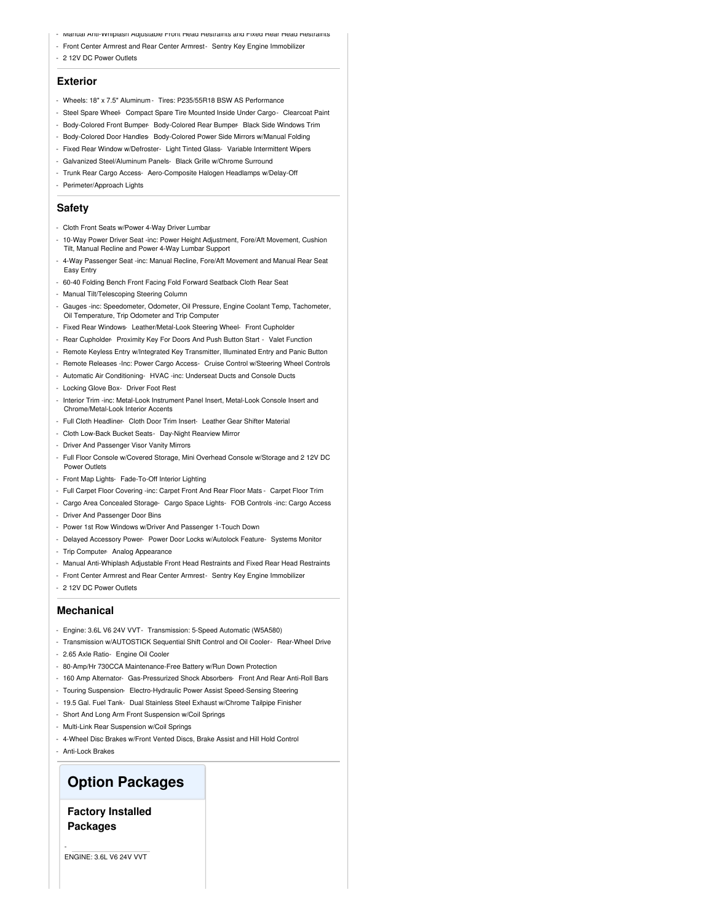- Manual Anti-Whiplash Adjustable Front Head Restraints and Fixed Rear Head Restraints
- Front Center Armrest and Rear Center Armrest - Sentry Key Engine Immobilizer
- 2 12V DC Power Outlets

## Exterior

- Wheels: 18" x 7.5" Aluminum - Tires: P235/55R18 BSW AS Performance
- Steel Spare Wheel - Compact Spare Tire Mounted Inside Under Cargo - Clearcoat Paint
- Body-Colored Front Bumper - Body-Colored Rear Bumper - Black Side Windows Trim
- Body-Colored Door Handles - Body-Colored Power Side Mirrors w/Manual Folding
- Fixed Rear Window w/Defroster - Light Tinted Glass - Variable Intermittent Wipers
- Galvanized Steel/Aluminum Panels - Black Grille w/Chrome Surround
- Trunk Rear Cargo Access - Aero-Composite Halogen Headlamps w/Delay-Off
- Perimeter/Approach Lights

## Safety

- Cloth Front Seats w/Power 4-Way Driver Lumbar
- 10-Way Power Driver Seat -inc: Power Height Adjustment, Fore/Aft Movement, Cushion Tilt, Manual Recline and Power 4-Way Lumbar Support
- 4-Way Passenger Seat -inc: Manual Recline, Fore/Aft Movement and Manual Rear Seat Easy Entry
- 60-40 Folding Bench Front Facing Fold Forward Seatback Cloth Rear Seat
- Manual Tilt/Telescoping Steering Column
- Gauges -inc: Speedometer, Odometer, Oil Pressure, Engine Coolant Temp, Tachometer, Oil Temperature, Trip Odometer and Trip Computer
- Fixed Rear Windows - Leather/Metal-Look Steering Wheel - Front Cupholder
- Rear Cupholder - Proximity Key For Doors And Push Button Start - Valet Function
- Remote Keyless Entry w/Integrated Key Transmitter, Illuminated Entry and Panic Button
- Remote Releases -Inc: Power Cargo Access - Cruise Control w/Steering Wheel Controls
- Automatic Air Conditioning - HVAC -inc: Underseat Ducts and Console Ducts
- Locking Glove Box - Driver Foot Rest
- Interior Trim -inc: Metal-Look Instrument Panel Insert, Metal-Look Console Insert and Chrome/Metal-Look Interior Accents
- Full Cloth Headliner - Cloth Door Trim Insert - Leather Gear Shifter Material
- Cloth Low-Back Bucket Seats - Day-Night Rearview Mirror
- Driver And Passenger Visor Vanity Mirrors
- Full Floor Console w/Covered Storage, Mini Overhead Console w/Storage and 2 12V DC Power Outlets
- Front Map Lights - Fade-To-Off Interior Lighting
- Full Carpet Floor Covering -inc: Carpet Front And Rear Floor Mats - Carpet Floor Trim
- Cargo Area Concealed Storage - Cargo Space Lights - FOB Controls -inc: Cargo Access
- Driver And Passenger Door Bins
- Power 1st Row Windows w/Driver And Passenger 1-Touch Down
- Delayed Accessory Power - Power Door Locks w/Autolock Feature - Systems Monitor
- Trip Computer - Analog Appearance
- Manual Anti-Whiplash Adjustable Front Head Restraints and Fixed Rear Head Restraints
- Front Center Armrest and Rear Center Armrest - Sentry Key Engine Immobilizer
- 2 12V DC Power Outlets

## Mechanical

- Engine: 3.6L V6 24V VVT - Transmission: 5-Speed Automatic (W5A580)
- Transmission w/AUTOSTICK Sequential Shift Control and Oil Cooler - Rear-Wheel Drive
- 2.65 Axle Ratio - Engine Oil Cooler
- 80-Amp/Hr 730CCA Maintenance-Free Battery w/Run Down Protection
- 160 Amp Alternator - Gas-Pressurized Shock Absorbers - Front And Rear Anti-Roll Bars
- Touring Suspension - Electro-Hydraulic Power Assist Speed-Sensing Steering
- 19.5 Gal. Fuel Tank - Dual Stainless Steel Exhaust w/Chrome Tailpipe Finisher
- Short And Long Arm Front Suspension w/Coil Springs
- Multi-Link Rear Suspension w/Coil Springs
- 4-Wheel Disc Brakes w/Front Vented Discs, Brake Assist and Hill Hold Control
- Anti-Lock Brakes

# Option Packages

### Factory Installed Packages

- ENGINE: 3.6L V6 24V VVT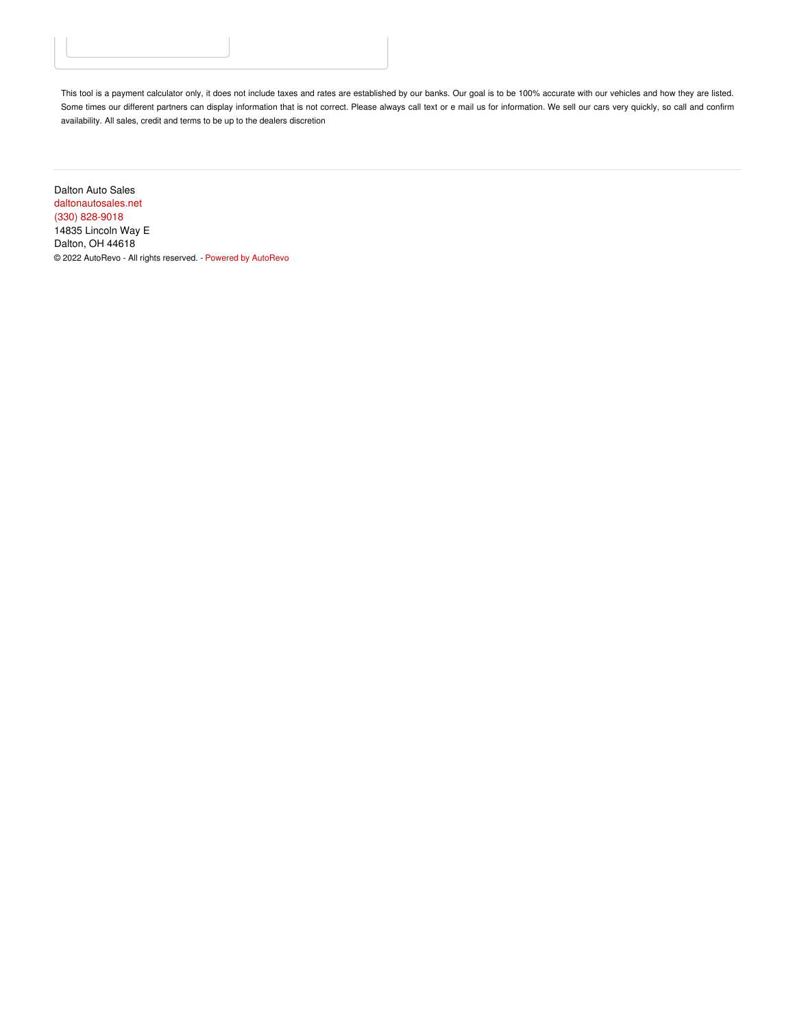This tool is a payment calculator only, it does not include taxes and rates are established by our banks. Our goal is to be 100% accurate with our vehicles and how they are listed. Some times our different partners can display information that is not correct. Please always call text or e mail us for information. We sell our cars very quickly, so call and confirm availability. All sales, credit and terms to be up to the dealers discretion

---

Dalton Auto Sales
daltonautosales.net
(330) 828-9018
14835 Lincoln Way E
Dalton, OH 44618

© 2022 AutoRevo - All rights reserved. - Powered by AutoRevo